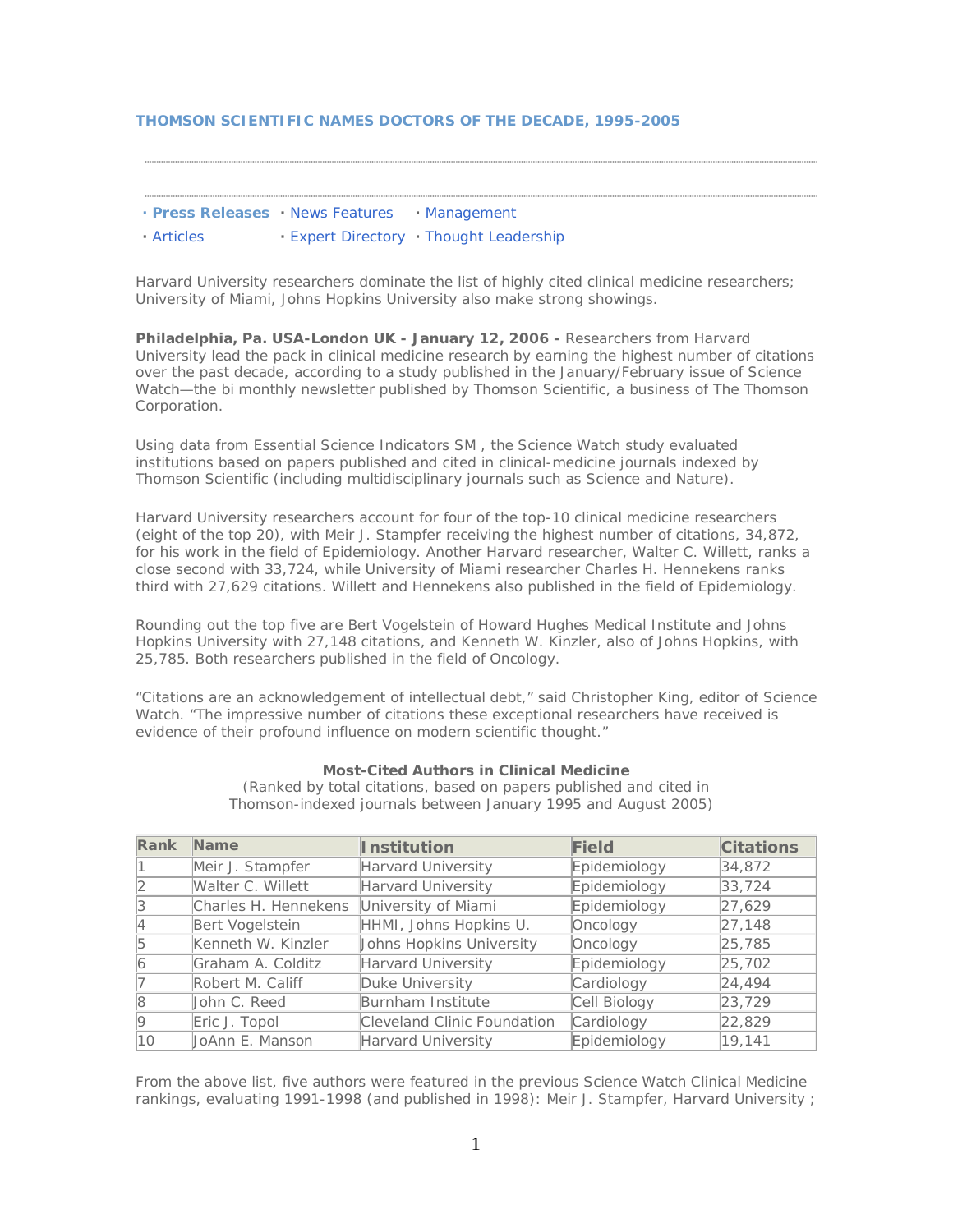## THOMSON SCIENTIFIC NAMES DOCTORS OF THE DECADE, 1995-2005

· **Press Releases** · News Features · Management
· Articles · Expert Directory · Thought Leadership

Harvard University researchers dominate the list of highly cited clinical medicine researchers; University of Miami, Johns Hopkins University also make strong showings.

**Philadelphia, Pa. USA-London UK - January 12, 2006 -** Researchers from Harvard University lead the pack in clinical medicine research by earning the highest number of citations over the past decade, according to a study published in the January/February issue of Science Watch—the bi monthly newsletter published by Thomson Scientific, a business of The Thomson Corporation.

Using data from Essential Science Indicators SM , the Science Watch study evaluated institutions based on papers published and cited in clinical-medicine journals indexed by Thomson Scientific (including multidisciplinary journals such as Science and Nature).

Harvard University researchers account for four of the top-10 clinical medicine researchers (eight of the top 20), with Meir J. Stampfer receiving the highest number of citations, 34,872, for his work in the field of Epidemiology. Another Harvard researcher, Walter C. Willett, ranks a close second with 33,724, while University of Miami researcher Charles H. Hennekens ranks third with 27,629 citations. Willett and Hennekens also published in the field of Epidemiology.

Rounding out the top five are Bert Vogelstein of Howard Hughes Medical Institute and Johns Hopkins University with 27,148 citations, and Kenneth W. Kinzler, also of Johns Hopkins, with 25,785. Both researchers published in the field of Oncology.

"Citations are an acknowledgement of intellectual debt," said Christopher King, editor of Science Watch. "The impressive number of citations these exceptional researchers have received is evidence of their profound influence on modern scientific thought."

**Most-Cited Authors in Clinical Medicine**
(Ranked by total citations, based on papers published and cited in Thomson-indexed journals between January 1995 and August 2005)

| Rank | Name | Institution | Field | Citations |
|---|---|---|---|---|
| 1 | Meir J. Stampfer | Harvard University | Epidemiology | 34,872 |
| 2 | Walter C. Willett | Harvard University | Epidemiology | 33,724 |
| 3 | Charles H. Hennekens | University of Miami | Epidemiology | 27,629 |
| 4 | Bert Vogelstein | HHMI, Johns Hopkins U. | Oncology | 27,148 |
| 5 | Kenneth W. Kinzler | Johns Hopkins University | Oncology | 25,785 |
| 6 | Graham A. Colditz | Harvard University | Epidemiology | 25,702 |
| 7 | Robert M. Califf | Duke University | Cardiology | 24,494 |
| 8 | John C. Reed | Burnham Institute | Cell Biology | 23,729 |
| 9 | Eric J. Topol | Cleveland Clinic Foundation | Cardiology | 22,829 |
| 10 | JoAnn E. Manson | Harvard University | Epidemiology | 19,141 |

From the above list, five authors were featured in the previous Science Watch Clinical Medicine rankings, evaluating 1991-1998 (and published in 1998): Meir J. Stampfer, Harvard University ;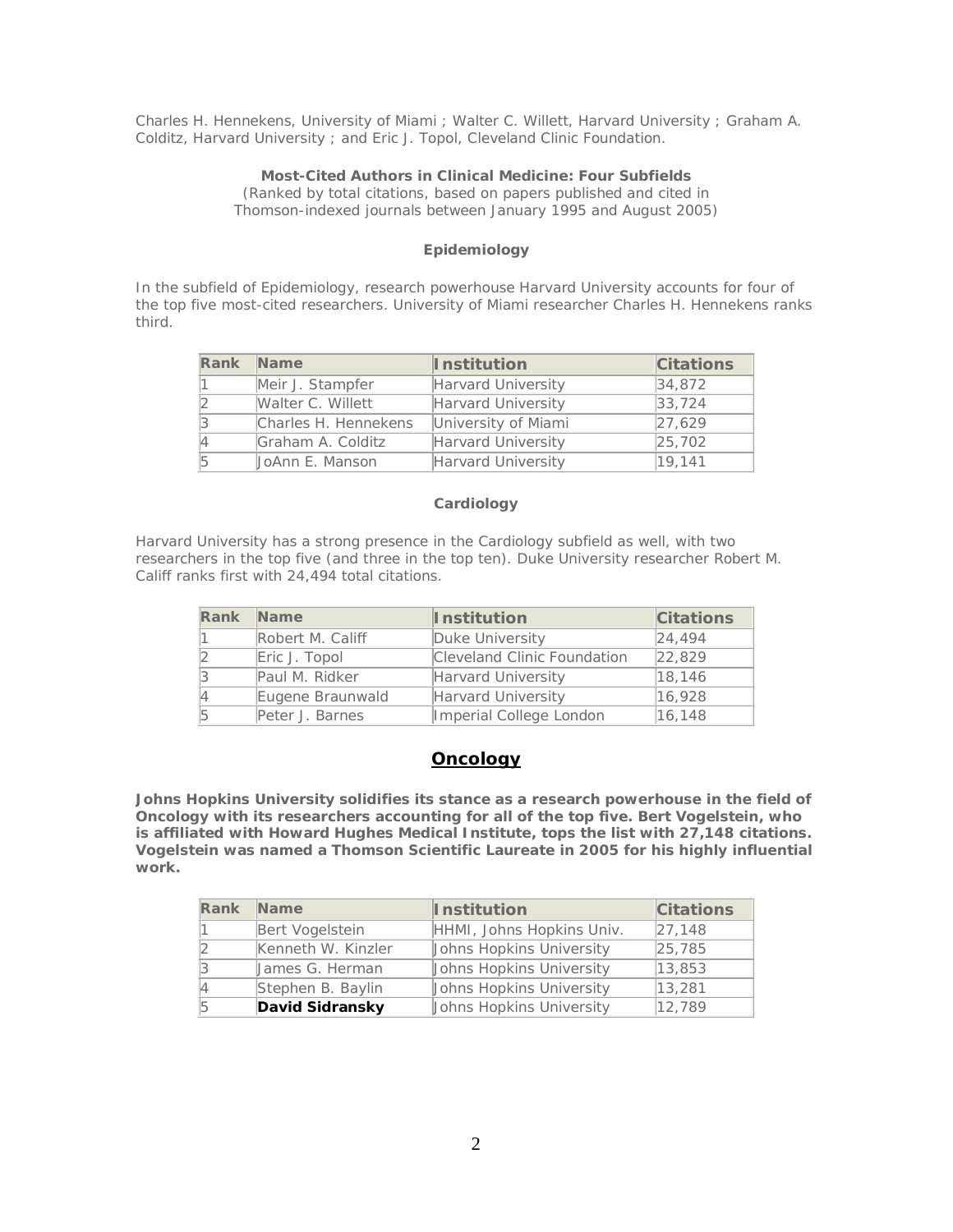Charles H. Hennekens, University of Miami ; Walter C. Willett, Harvard University ; Graham A. Colditz, Harvard University ; and Eric J. Topol, Cleveland Clinic Foundation.

**Most-Cited Authors in Clinical Medicine: Four Subfields**

(Ranked by total citations, based on papers published and cited in Thomson-indexed journals between January 1995 and August 2005)

### Epidemiology

In the subfield of Epidemiology, research powerhouse Harvard University accounts for four of the top five most-cited researchers. University of Miami researcher Charles H. Hennekens ranks third.

| Rank | Name | Institution | Citations |
|---|---|---|---|
| 1 | Meir J. Stampfer | Harvard University | 34,872 |
| 2 | Walter C. Willett | Harvard University | 33,724 |
| 3 | Charles H. Hennekens | University of Miami | 27,629 |
| 4 | Graham A. Colditz | Harvard University | 25,702 |
| 5 | JoAnn E. Manson | Harvard University | 19,141 |

### Cardiology

Harvard University has a strong presence in the Cardiology subfield as well, with two researchers in the top five (and three in the top ten). Duke University researcher Robert M. Califf ranks first with 24,494 total citations.

| Rank | Name | Institution | Citations |
|---|---|---|---|
| 1 | Robert M. Califf | Duke University | 24,494 |
| 2 | Eric J. Topol | Cleveland Clinic Foundation | 22,829 |
| 3 | Paul M. Ridker | Harvard University | 18,146 |
| 4 | Eugene Braunwald | Harvard University | 16,928 |
| 5 | Peter J. Barnes | Imperial College London | 16,148 |

## Oncology

**Johns Hopkins University solidifies its stance as a research powerhouse in the field of Oncology with its researchers accounting for all of the top five. Bert Vogelstein, who is affiliated with Howard Hughes Medical Institute, tops the list with 27,148 citations. Vogelstein was named a Thomson Scientific Laureate in 2005 for his highly influential work.**

| Rank | Name | Institution | Citations |
|---|---|---|---|
| 1 | Bert Vogelstein | HHMI, Johns Hopkins Univ. | 27,148 |
| 2 | Kenneth W. Kinzler | Johns Hopkins University | 25,785 |
| 3 | James G. Herman | Johns Hopkins University | 13,853 |
| 4 | Stephen B. Baylin | Johns Hopkins University | 13,281 |
| 5 | **David Sidransky** | Johns Hopkins University | 12,789 |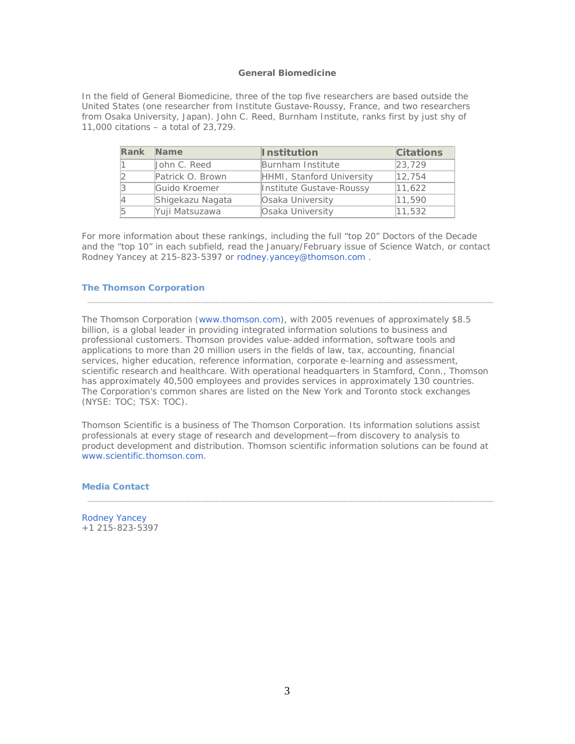### General Biomedicine

In the field of General Biomedicine, three of the top five researchers are based outside the United States (one researcher from Institute Gustave-Roussy, France, and two researchers from Osaka University, Japan). John C. Reed, Burnham Institute, ranks first by just shy of 11,000 citations – a total of 23,729.

| Rank | Name | Institution | Citations |
|---|---|---|---|
| 1 | John C. Reed | Burnham Institute | 23,729 |
| 2 | Patrick O. Brown | HHMI, Stanford University | 12,754 |
| 3 | Guido Kroemer | Institute Gustave-Roussy | 11,622 |
| 4 | Shigekazu Nagata | Osaka University | 11,590 |
| 5 | Yuji Matsuzawa | Osaka University | 11,532 |

For more information about these rankings, including the full "top 20" Doctors of the Decade and the "top 10" in each subfield, read the January/February issue of Science Watch, or contact Rodney Yancey at 215-823-5397 or rodney.yancey@thomson.com .

### The Thomson Corporation

The Thomson Corporation (www.thomson.com), with 2005 revenues of approximately $8.5 billion, is a global leader in providing integrated information solutions to business and professional customers. Thomson provides value-added information, software tools and applications to more than 20 million users in the fields of law, tax, accounting, financial services, higher education, reference information, corporate e-learning and assessment, scientific research and healthcare. With operational headquarters in Stamford, Conn., Thomson has approximately 40,500 employees and provides services in approximately 130 countries. The Corporation's common shares are listed on the New York and Toronto stock exchanges (NYSE: TOC; TSX: TOC).

Thomson Scientific is a business of The Thomson Corporation. Its information solutions assist professionals at every stage of research and development—from discovery to analysis to product development and distribution. Thomson scientific information solutions can be found at www.scientific.thomson.com.

### Media Contact

Rodney Yancey
+1 215-823-5397